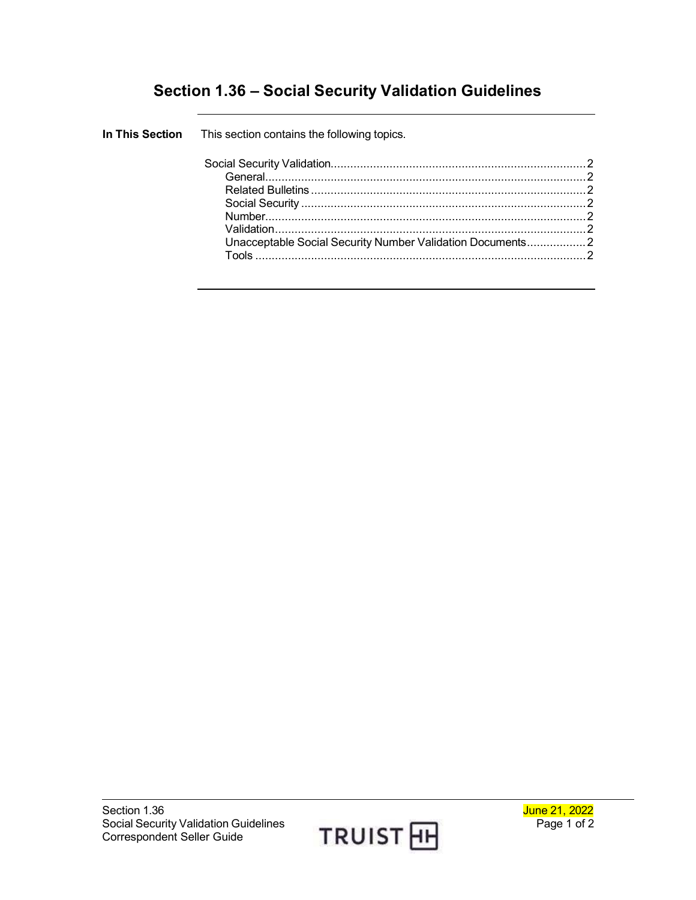# Section 1.36 – Social Security Validation Guidelines

**In This Section**

This section contains the following topics.

- Social Security Validation ... 2
  - General ... 2
  - Related Bulletins ... 2
  - Social Security ... 2
  - Number ... 2
  - Validation ... 2
  - Unacceptable Social Security Number Validation Documents ... 2
  - Tools ... 2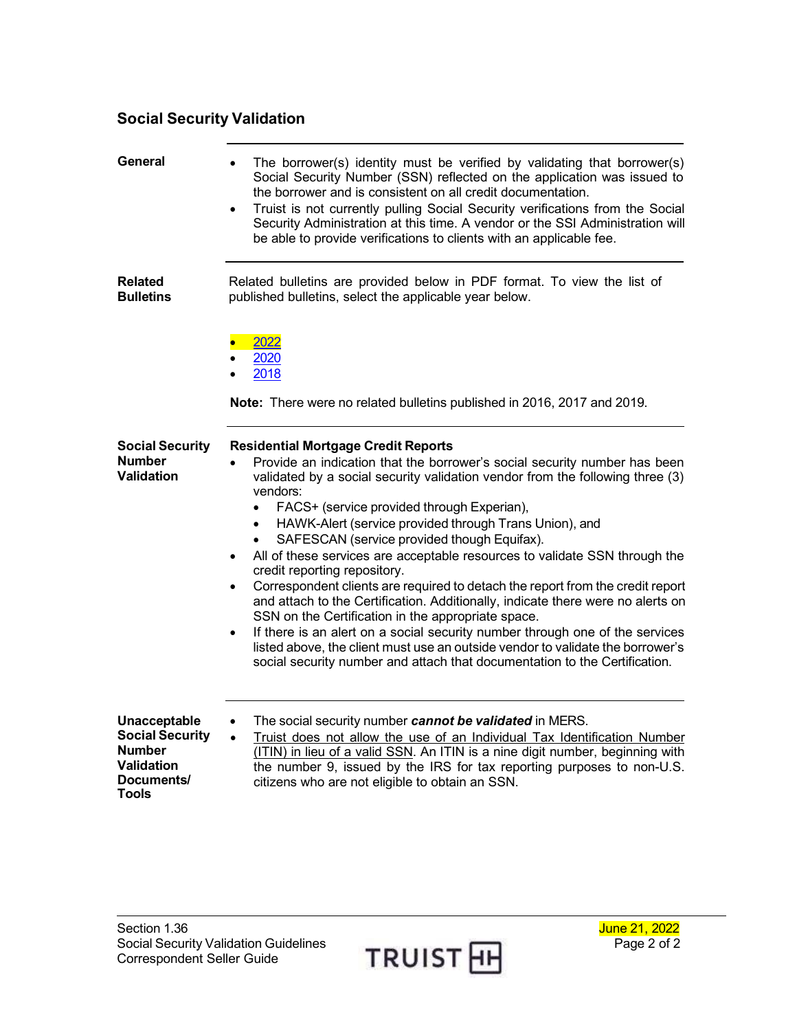## Social Security Validation

### General

- The borrower(s) identity must be verified by validating that borrower(s) Social Security Number (SSN) reflected on the application was issued to the borrower and is consistent on all credit documentation.
- Truist is not currently pulling Social Security verifications from the Social Security Administration at this time. A vendor or the SSI Administration will be able to provide verifications to clients with an applicable fee.

### Related Bulletins

Related bulletins are provided below in PDF format. To view the list of published bulletins, select the applicable year below.

- 2022
- 2020
- 2018

**Note:** There were no related bulletins published in 2016, 2017 and 2019.

### Social Security Number Validation

**Residential Mortgage Credit Reports**

- Provide an indication that the borrower's social security number has been validated by a social security validation vendor from the following three (3) vendors:
  - FACS+ (service provided through Experian),
  - HAWK-Alert (service provided through Trans Union), and
  - SAFESCAN (service provided though Equifax).
- All of these services are acceptable resources to validate SSN through the credit reporting repository.
- Correspondent clients are required to detach the report from the credit report and attach to the Certification. Additionally, indicate there were no alerts on SSN on the Certification in the appropriate space.
- If there is an alert on a social security number through one of the services listed above, the client must use an outside vendor to validate the borrower's social security number and attach that documentation to the Certification.

### Unacceptable Social Security Number Validation Documents/ Tools

- The social security number ***cannot be validated*** in MERS.
- Truist does not allow the use of an Individual Tax Identification Number (ITIN) in lieu of a valid SSN. An ITIN is a nine digit number, beginning with the number 9, issued by the IRS for tax reporting purposes to non-U.S. citizens who are not eligible to obtain an SSN.